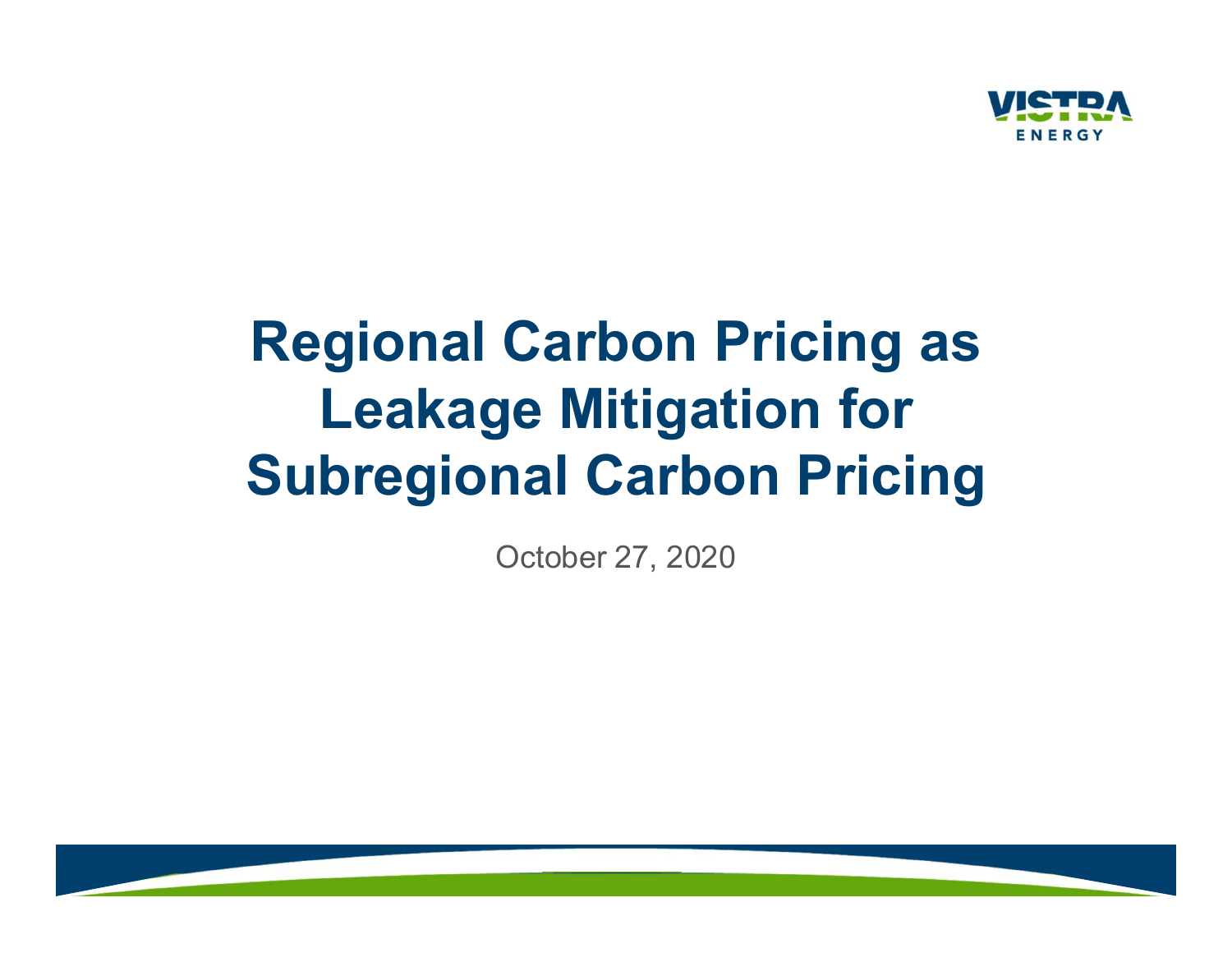# Regional Carbon Pricing as Leakage Mitigation for Subregional Carbon Pricing

October 27, 2020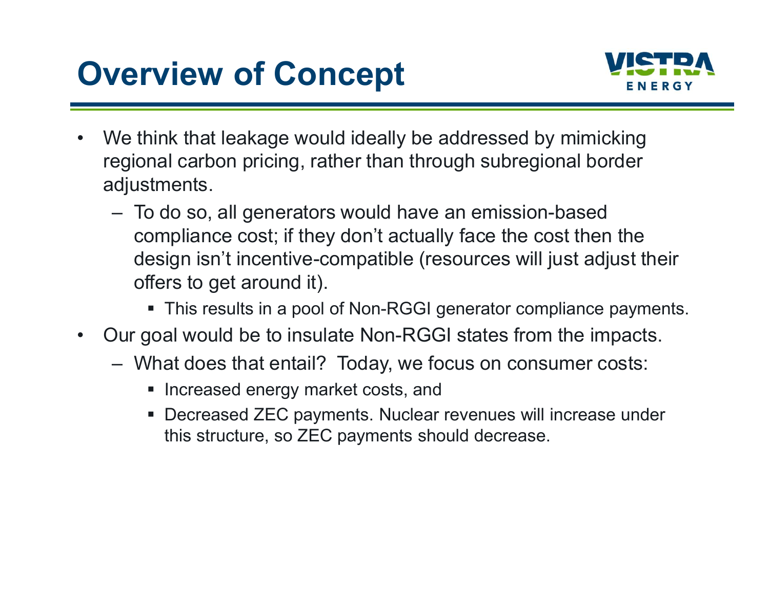# Overview of Concept

- We think that leakage would ideally be addressed by mimicking regional carbon pricing, rather than through subregional border adjustments.
  - To do so, all generators would have an emission-based compliance cost; if they don't actually face the cost then the design isn't incentive-compatible (resources will just adjust their offers to get around it).
    - This results in a pool of Non-RGGI generator compliance payments.
- Our goal would be to insulate Non-RGGI states from the impacts.
  - What does that entail? Today, we focus on consumer costs:
    - Increased energy market costs, and
    - Decreased ZEC payments. Nuclear revenues will increase under this structure, so ZEC payments should decrease.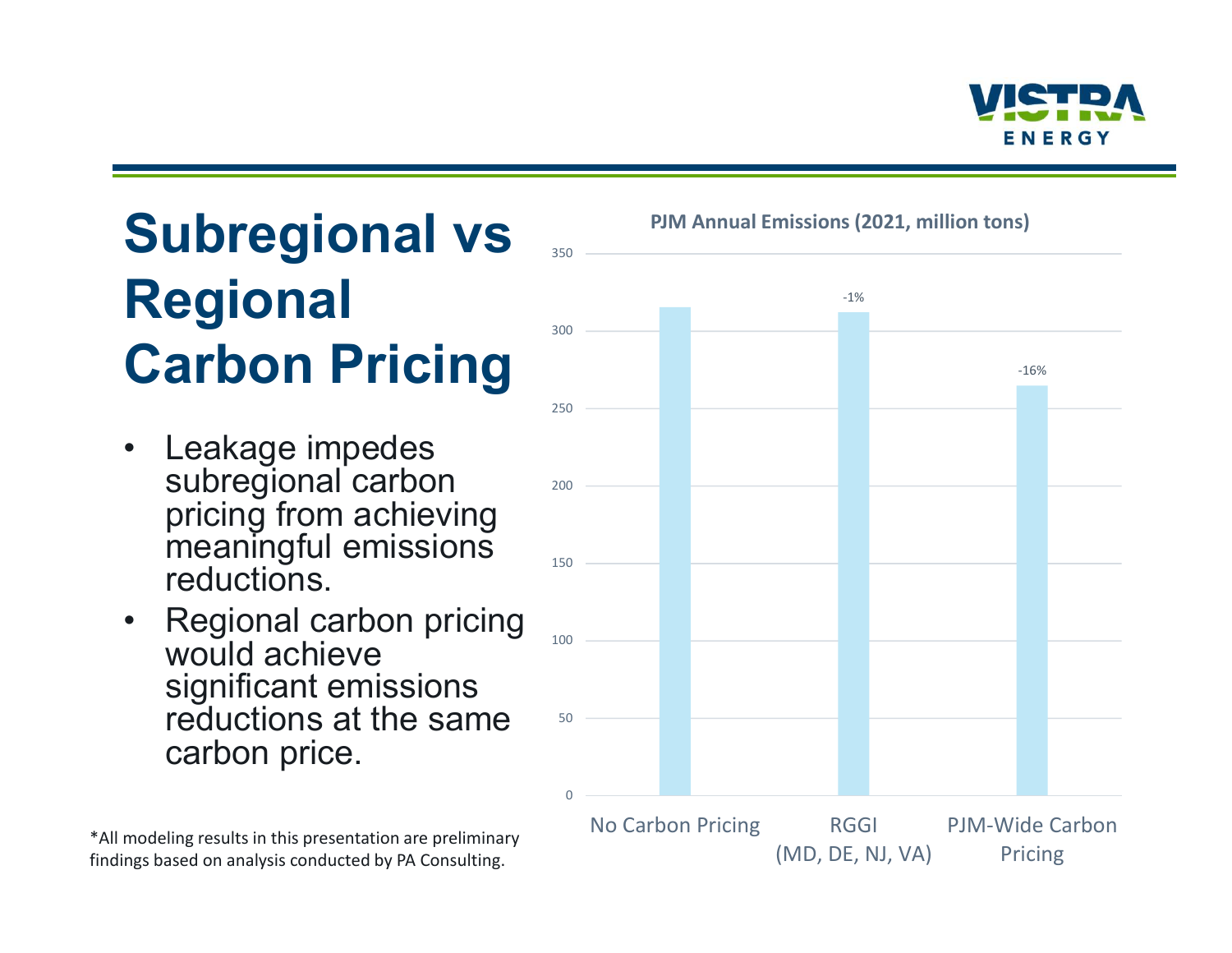# Subregional vs Regional Carbon Pricing

- Leakage impedes subregional carbon pricing from achieving meaningful emissions reductions.
- Regional carbon pricing would achieve significant emissions reductions at the same carbon price.

**PJM Annual Emissions (2021, million tons)**

| Scenario | Change vs. No Carbon Pricing |
| --- | --- |
| No Carbon Pricing | |
| RGGI (MD, DE, NJ, VA) | -1% |
| PJM-Wide Carbon Pricing | -16% |

*All modeling results in this presentation are preliminary findings based on analysis conducted by PA Consulting.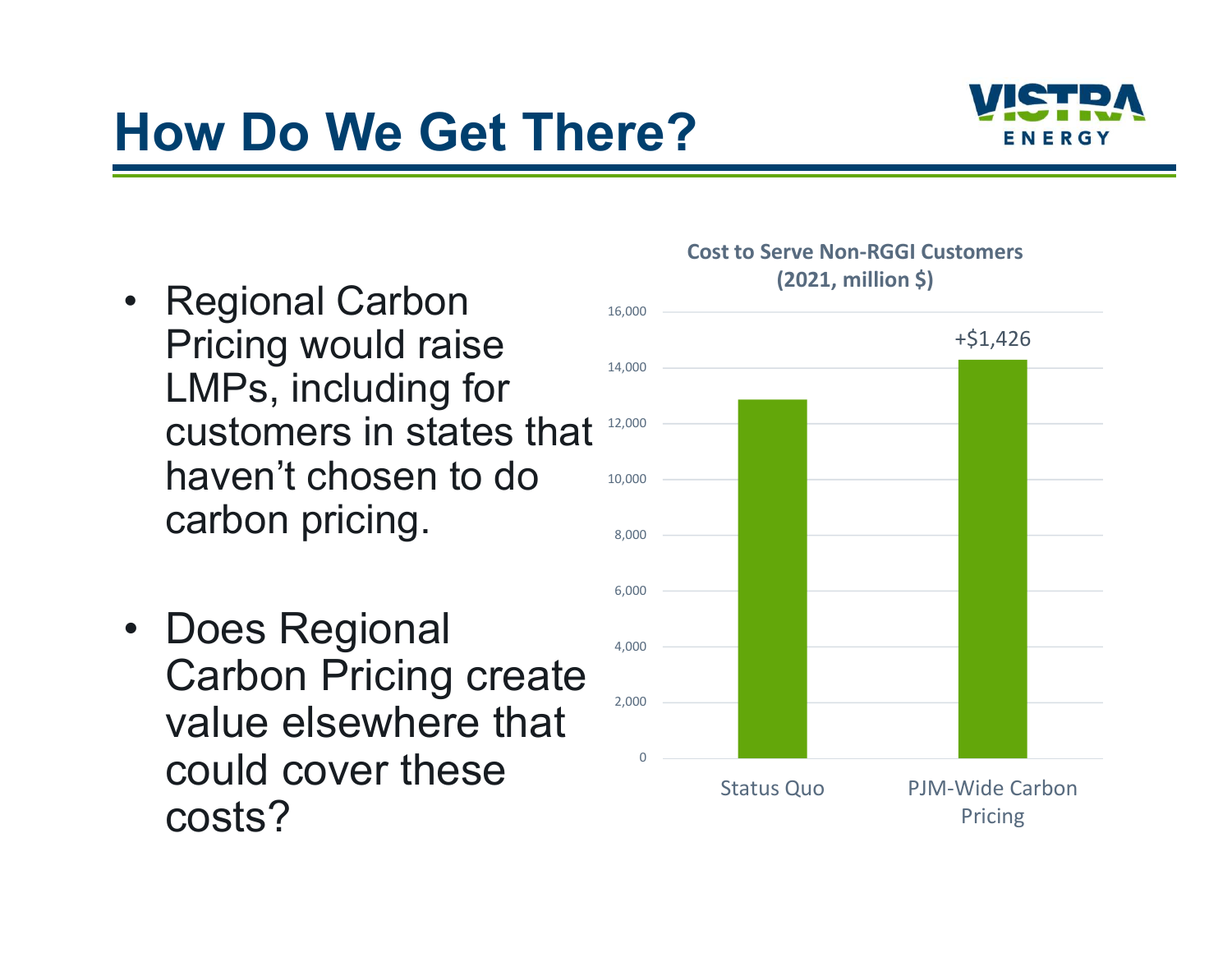# How Do We Get There?

- Regional Carbon Pricing would raise LMPs, including for customers in states that haven't chosen to do carbon pricing.

- Does Regional Carbon Pricing create value elsewhere that could cover these costs?

**Cost to Serve Non-RGGI Customers (2021, million $)**

| Scenario | Value |
|---|---|
| Status Quo | ~12,900 |
| PJM-Wide Carbon Pricing | +$1,426 |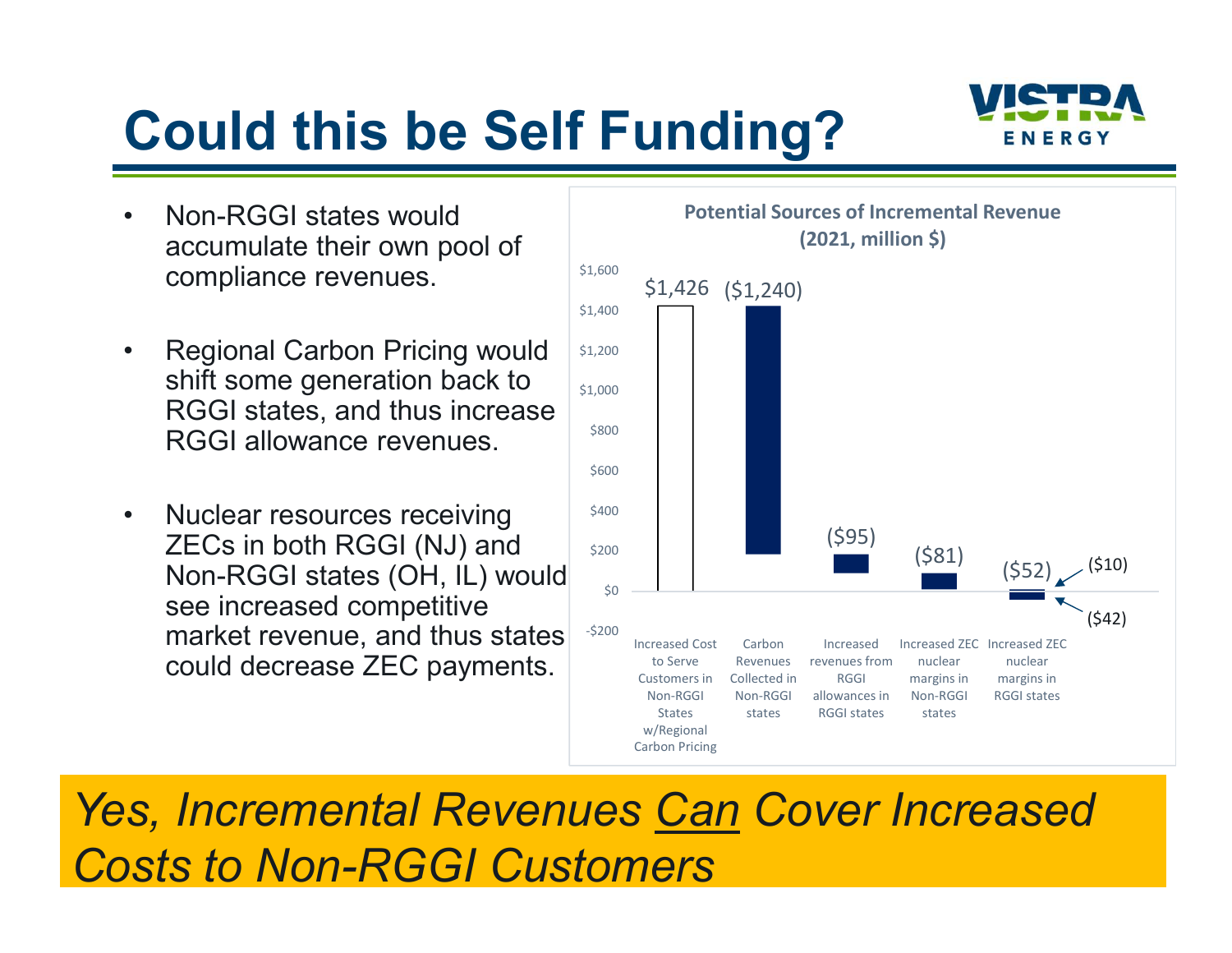# Could this be Self Funding?

- Non-RGGI states would accumulate their own pool of compliance revenues.
- Regional Carbon Pricing would shift some generation back to RGGI states, and thus increase RGGI allowance revenues.
- Nuclear resources receiving ZECs in both RGGI (NJ) and Non-RGGI states (OH, IL) would see increased competitive market revenue, and thus states could decrease ZEC payments.

**Potential Sources of Incremental Revenue (2021, million $)**

| Category | Value |
|---|---|
| Increased Cost to Serve Customers in Non-RGGI States w/Regional Carbon Pricing | $1,426 |
| Carbon Revenues Collected in Non-RGGI states | ($1,240) |
| Increased revenues from RGGI allowances in RGGI states | ($95) |
| Increased ZEC nuclear margins in Non-RGGI states | ($81) |
| Increased ZEC nuclear margins in RGGI states | ($52) — ($10) / ($42) |

*Yes, Incremental Revenues Can Cover Increased Costs to Non-RGGI Customers*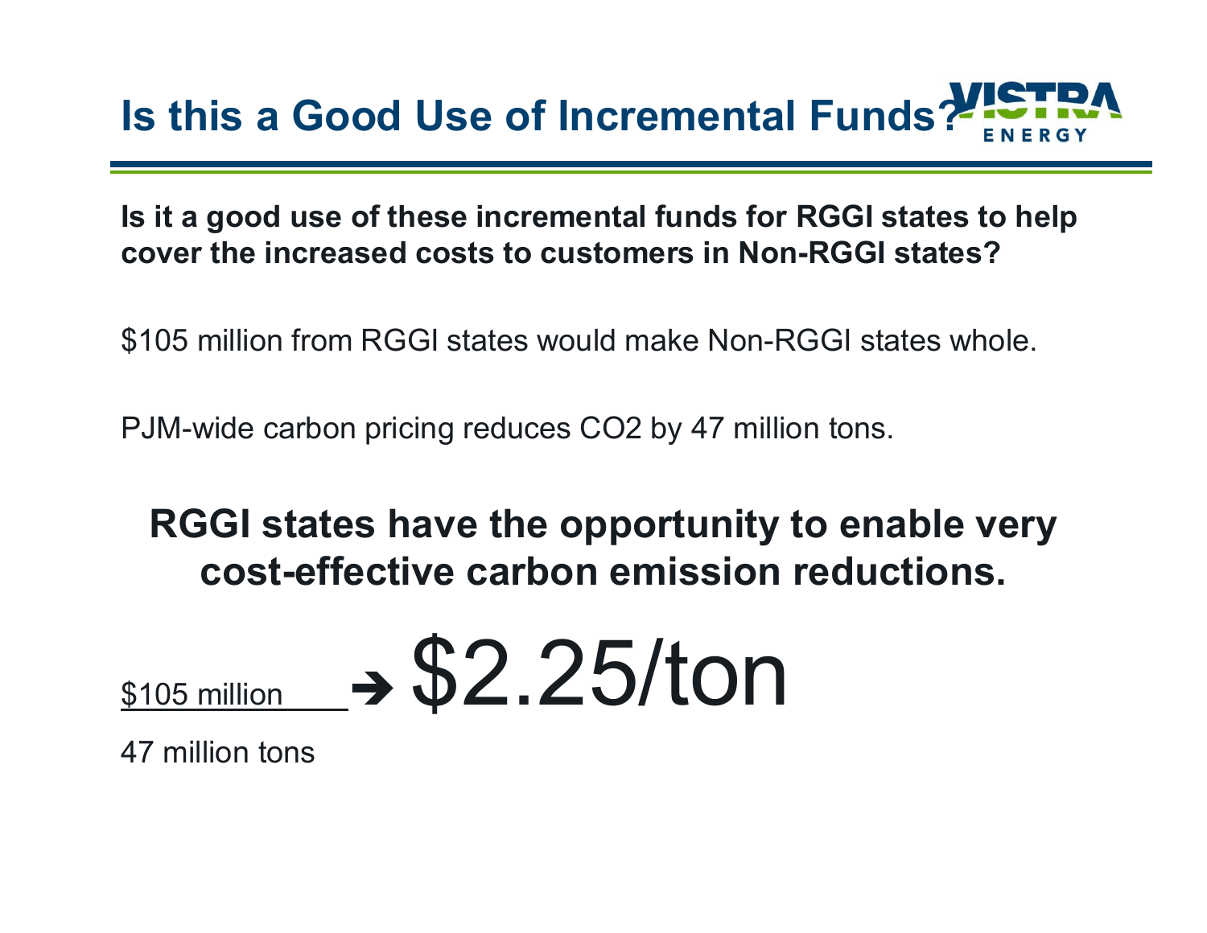# Is this a Good Use of Incremental Funds?

**Is it a good use of these incremental funds for RGGI states to help cover the increased costs to customers in Non-RGGI states?**

$105 million from RGGI states would make Non-RGGI states whole.

PJM-wide carbon pricing reduces $CO_2$ by 47 million tons.

**RGGI states have the opportunity to enable very cost-effective carbon emission reductions.**

$$\frac{\$105 \text{ million}}{47 \text{ million tons}} \rightarrow \$2.25/\text{ton}$$